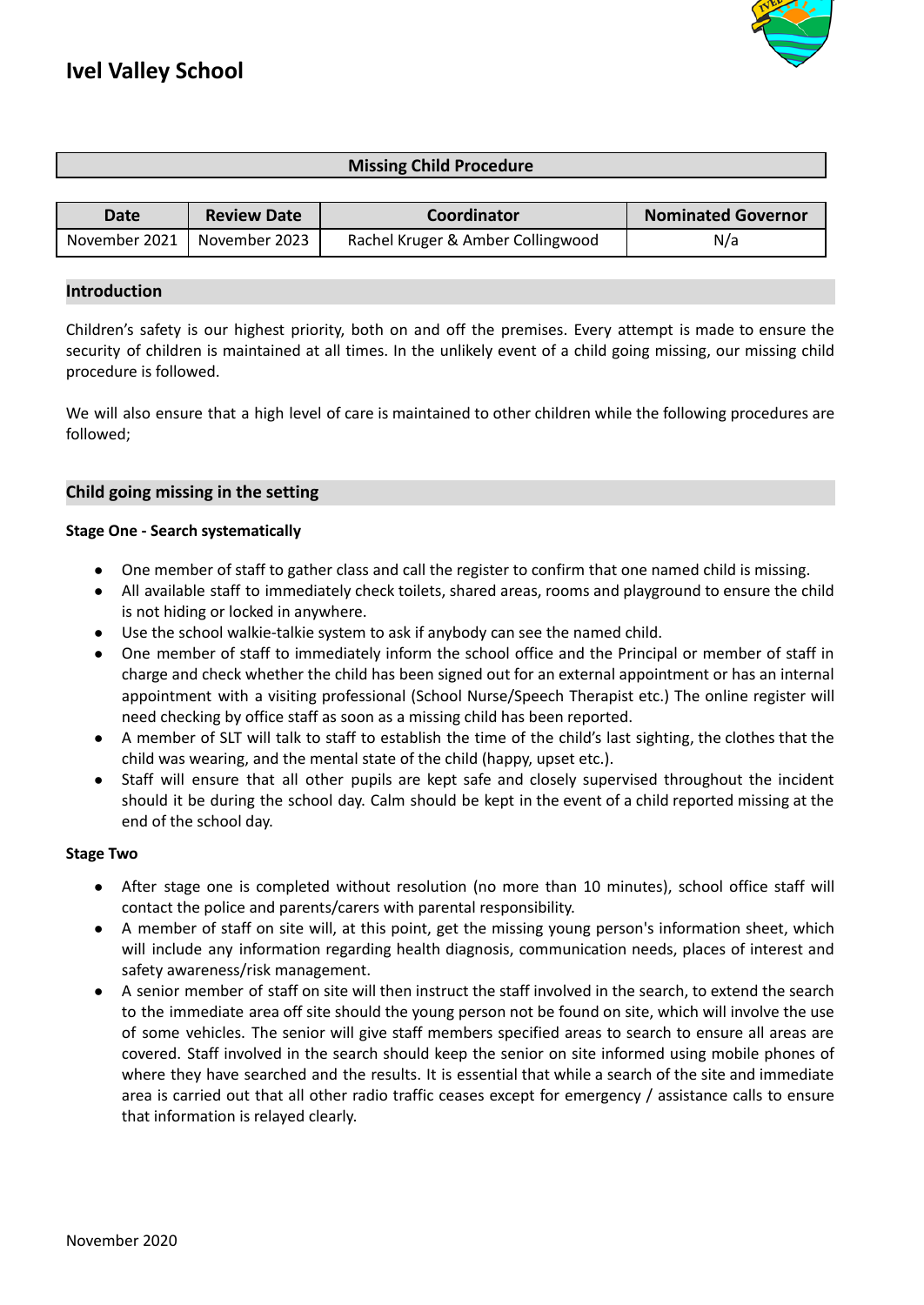# Ivel Valley School

## Missing Child Procedure

| Date | Review Date | Coordinator | Nominated Governor |
|---|---|---|---|
| November 2021 | November 2023 | Rachel Kruger & Amber Collingwood | N/a |

## Introduction

Children's safety is our highest priority, both on and off the premises. Every attempt is made to ensure the security of children is maintained at all times. In the unlikely event of a child going missing, our missing child procedure is followed.

We will also ensure that a high level of care is maintained to other children while the following procedures are followed;

## Child going missing in the setting

**Stage One - Search systematically**

- One member of staff to gather class and call the register to confirm that one named child is missing.
- All available staff to immediately check toilets, shared areas, rooms and playground to ensure the child is not hiding or locked in anywhere.
- Use the school walkie-talkie system to ask if anybody can see the named child.
- One member of staff to immediately inform the school office and the Principal or member of staff in charge and check whether the child has been signed out for an external appointment or has an internal appointment with a visiting professional (School Nurse/Speech Therapist etc.) The online register will need checking by office staff as soon as a missing child has been reported.
- A member of SLT will talk to staff to establish the time of the child's last sighting, the clothes that the child was wearing, and the mental state of the child (happy, upset etc.).
- Staff will ensure that all other pupils are kept safe and closely supervised throughout the incident should it be during the school day. Calm should be kept in the event of a child reported missing at the end of the school day.

**Stage Two**

- After stage one is completed without resolution (no more than 10 minutes), school office staff will contact the police and parents/carers with parental responsibility.
- A member of staff on site will, at this point, get the missing young person's information sheet, which will include any information regarding health diagnosis, communication needs, places of interest and safety awareness/risk management.
- A senior member of staff on site will then instruct the staff involved in the search, to extend the search to the immediate area off site should the young person not be found on site, which will involve the use of some vehicles. The senior will give staff members specified areas to search to ensure all areas are covered. Staff involved in the search should keep the senior on site informed using mobile phones of where they have searched and the results. It is essential that while a search of the site and immediate area is carried out that all other radio traffic ceases except for emergency / assistance calls to ensure that information is relayed clearly.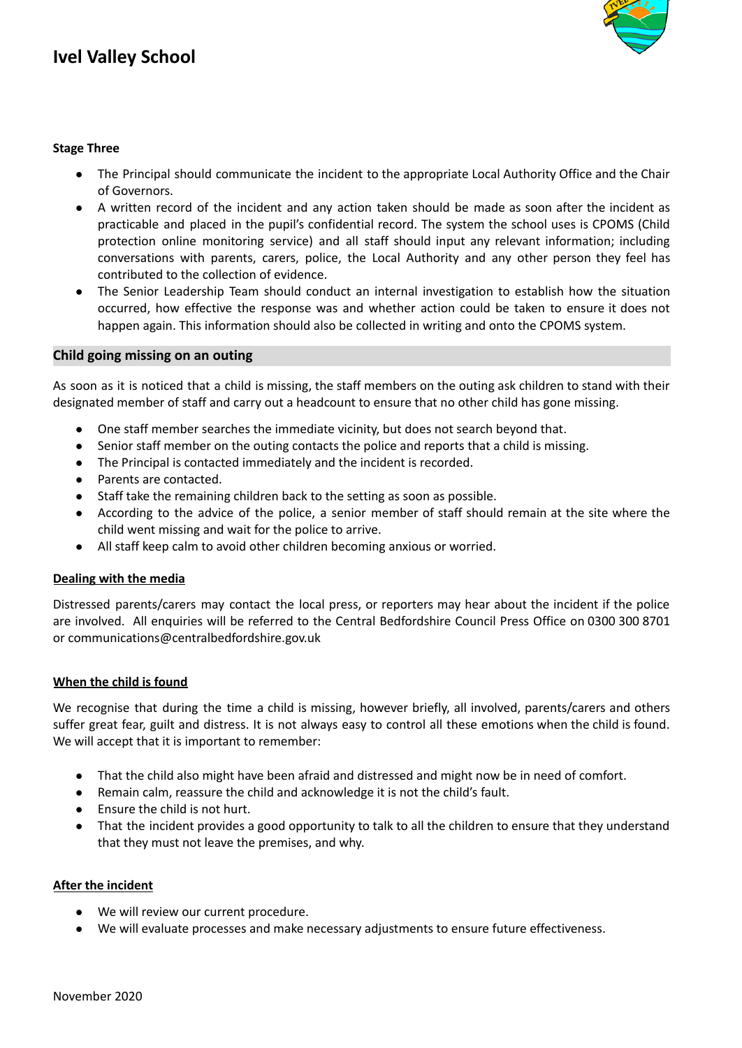**Stage Three**

- The Principal should communicate the incident to the appropriate Local Authority Office and the Chair of Governors.
- A written record of the incident and any action taken should be made as soon after the incident as practicable and placed in the pupil's confidential record. The system the school uses is CPOMS (Child protection online monitoring service) and all staff should input any relevant information; including conversations with parents, carers, police, the Local Authority and any other person they feel has contributed to the collection of evidence.
- The Senior Leadership Team should conduct an internal investigation to establish how the situation occurred, how effective the response was and whether action could be taken to ensure it does not happen again. This information should also be collected in writing and onto the CPOMS system.

## Child going missing on an outing

As soon as it is noticed that a child is missing, the staff members on the outing ask children to stand with their designated member of staff and carry out a headcount to ensure that no other child has gone missing.

- One staff member searches the immediate vicinity, but does not search beyond that.
- Senior staff member on the outing contacts the police and reports that a child is missing.
- The Principal is contacted immediately and the incident is recorded.
- Parents are contacted.
- Staff take the remaining children back to the setting as soon as possible.
- According to the advice of the police, a senior member of staff should remain at the site where the child went missing and wait for the police to arrive.
- All staff keep calm to avoid other children becoming anxious or worried.

**Dealing with the media**

Distressed parents/carers may contact the local press, or reporters may hear about the incident if the police are involved. All enquiries will be referred to the Central Bedfordshire Council Press Office on 0300 300 8701 or communications@centralbedfordshire.gov.uk

**When the child is found**

We recognise that during the time a child is missing, however briefly, all involved, parents/carers and others suffer great fear, guilt and distress. It is not always easy to control all these emotions when the child is found. We will accept that it is important to remember:

- That the child also might have been afraid and distressed and might now be in need of comfort.
- Remain calm, reassure the child and acknowledge it is not the child's fault.
- Ensure the child is not hurt.
- That the incident provides a good opportunity to talk to all the children to ensure that they understand that they must not leave the premises, and why.

**After the incident**

- We will review our current procedure.
- We will evaluate processes and make necessary adjustments to ensure future effectiveness.

November 2020